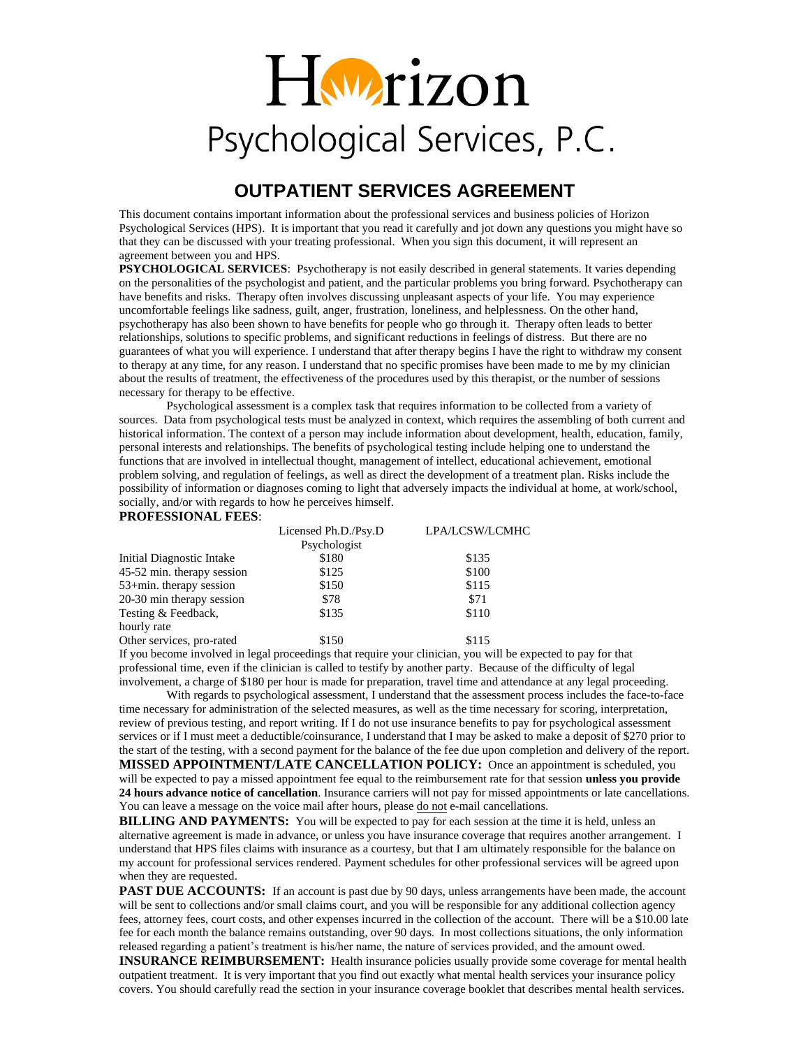# Horizon

## Psychological Services, P.C.

## OUTPATIENT SERVICES AGREEMENT

This document contains important information about the professional services and business policies of Horizon Psychological Services (HPS). It is important that you read it carefully and jot down any questions you might have so that they can be discussed with your treating professional. When you sign this document, it will represent an agreement between you and HPS.

**PSYCHOLOGICAL SERVICES**: Psychotherapy is not easily described in general statements. It varies depending on the personalities of the psychologist and patient, and the particular problems you bring forward. Psychotherapy can have benefits and risks. Therapy often involves discussing unpleasant aspects of your life. You may experience uncomfortable feelings like sadness, guilt, anger, frustration, loneliness, and helplessness. On the other hand, psychotherapy has also been shown to have benefits for people who go through it. Therapy often leads to better relationships, solutions to specific problems, and significant reductions in feelings of distress. But there are no guarantees of what you will experience. I understand that after therapy begins I have the right to withdraw my consent to therapy at any time, for any reason. I understand that no specific promises have been made to me by my clinician about the results of treatment, the effectiveness of the procedures used by this therapist, or the number of sessions necessary for therapy to be effective.

Psychological assessment is a complex task that requires information to be collected from a variety of sources. Data from psychological tests must be analyzed in context, which requires the assembling of both current and historical information. The context of a person may include information about development, health, education, family, personal interests and relationships. The benefits of psychological testing include helping one to understand the functions that are involved in intellectual thought, management of intellect, educational achievement, emotional problem solving, and regulation of feelings, as well as direct the development of a treatment plan. Risks include the possibility of information or diagnoses coming to light that adversely impacts the individual at home, at work/school, socially, and/or with regards to how he perceives himself.

**PROFESSIONAL FEES**:

| | Licensed Ph.D./Psy.D Psychologist | LPA/LCSW/LCMHC |
|---|---|---|
| Initial Diagnostic Intake | $180 | $135 |
| 45-52 min. therapy session | $125 | $100 |
| 53+min. therapy session | $150 | $115 |
| 20-30 min therapy session | $78 | $71 |
| Testing & Feedback, hourly rate | $135 | $110 |
| Other services, pro-rated | $150 | $115 |

If you become involved in legal proceedings that require your clinician, you will be expected to pay for that professional time, even if the clinician is called to testify by another party. Because of the difficulty of legal involvement, a charge of $180 per hour is made for preparation, travel time and attendance at any legal proceeding.

With regards to psychological assessment, I understand that the assessment process includes the face-to-face time necessary for administration of the selected measures, as well as the time necessary for scoring, interpretation, review of previous testing, and report writing. If I do not use insurance benefits to pay for psychological assessment services or if I must meet a deductible/coinsurance, I understand that I may be asked to make a deposit of $270 prior to the start of the testing, with a second payment for the balance of the fee due upon completion and delivery of the report.

**MISSED APPOINTMENT/LATE CANCELLATION POLICY:** Once an appointment is scheduled, you will be expected to pay a missed appointment fee equal to the reimbursement rate for that session **unless you provide 24 hours advance notice of cancellation**. Insurance carriers will not pay for missed appointments or late cancellations. You can leave a message on the voice mail after hours, please do not e-mail cancellations.

**BILLING AND PAYMENTS:** You will be expected to pay for each session at the time it is held, unless an alternative agreement is made in advance, or unless you have insurance coverage that requires another arrangement. I understand that HPS files claims with insurance as a courtesy, but that I am ultimately responsible for the balance on my account for professional services rendered. Payment schedules for other professional services will be agreed upon when they are requested.

**PAST DUE ACCOUNTS:** If an account is past due by 90 days, unless arrangements have been made, the account will be sent to collections and/or small claims court, and you will be responsible for any additional collection agency fees, attorney fees, court costs, and other expenses incurred in the collection of the account. There will be a $10.00 late fee for each month the balance remains outstanding, over 90 days. In most collections situations, the only information released regarding a patient's treatment is his/her name, the nature of services provided, and the amount owed.

**INSURANCE REIMBURSEMENT:** Health insurance policies usually provide some coverage for mental health outpatient treatment. It is very important that you find out exactly what mental health services your insurance policy covers. You should carefully read the section in your insurance coverage booklet that describes mental health services.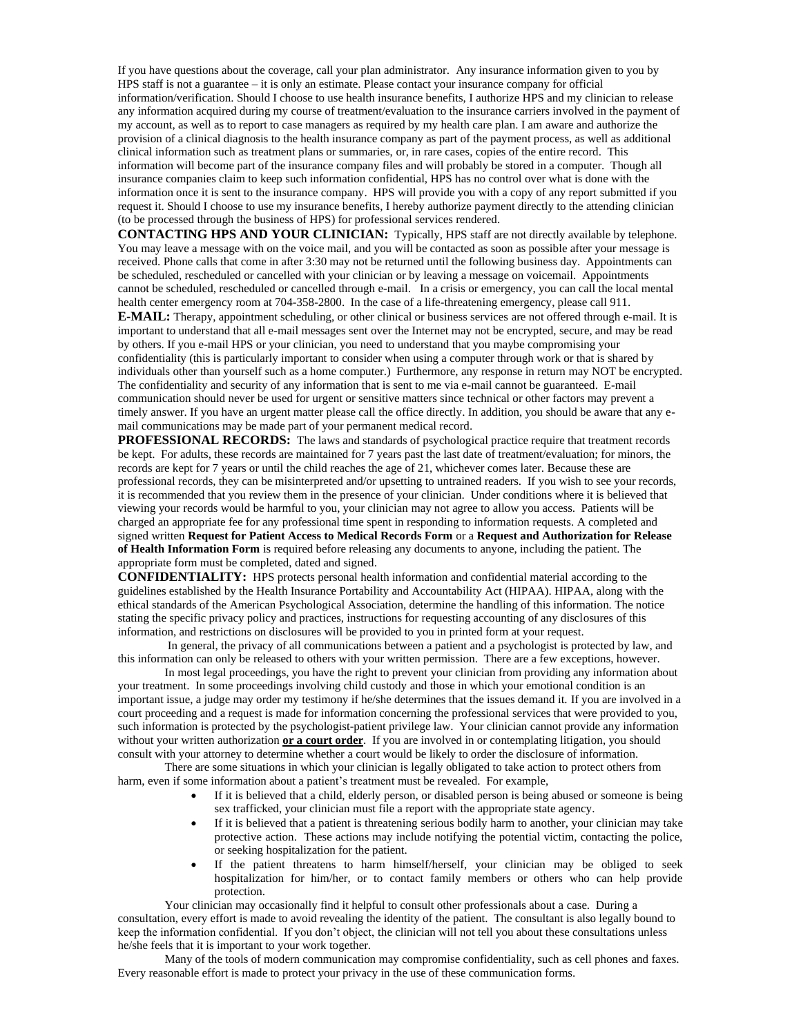If you have questions about the coverage, call your plan administrator. Any insurance information given to you by HPS staff is not a guarantee – it is only an estimate. Please contact your insurance company for official information/verification. Should I choose to use health insurance benefits, I authorize HPS and my clinician to release any information acquired during my course of treatment/evaluation to the insurance carriers involved in the payment of my account, as well as to report to case managers as required by my health care plan. I am aware and authorize the provision of a clinical diagnosis to the health insurance company as part of the payment process, as well as additional clinical information such as treatment plans or summaries, or, in rare cases, copies of the entire record. This information will become part of the insurance company files and will probably be stored in a computer. Though all insurance companies claim to keep such information confidential, HPS has no control over what is done with the information once it is sent to the insurance company. HPS will provide you with a copy of any report submitted if you request it. Should I choose to use my insurance benefits, I hereby authorize payment directly to the attending clinician (to be processed through the business of HPS) for professional services rendered.

**CONTACTING HPS AND YOUR CLINICIAN:** Typically, HPS staff are not directly available by telephone. You may leave a message with on the voice mail, and you will be contacted as soon as possible after your message is received. Phone calls that come in after 3:30 may not be returned until the following business day. Appointments can be scheduled, rescheduled or cancelled with your clinician or by leaving a message on voicemail. Appointments cannot be scheduled, rescheduled or cancelled through e-mail. In a crisis or emergency, you can call the local mental health center emergency room at 704-358-2800. In the case of a life-threatening emergency, please call 911.

**E-MAIL:** Therapy, appointment scheduling, or other clinical or business services are not offered through e-mail. It is important to understand that all e-mail messages sent over the Internet may not be encrypted, secure, and may be read by others. If you e-mail HPS or your clinician, you need to understand that you maybe compromising your confidentiality (this is particularly important to consider when using a computer through work or that is shared by individuals other than yourself such as a home computer.) Furthermore, any response in return may NOT be encrypted. The confidentiality and security of any information that is sent to me via e-mail cannot be guaranteed. E-mail communication should never be used for urgent or sensitive matters since technical or other factors may prevent a timely answer. If you have an urgent matter please call the office directly. In addition, you should be aware that any e-mail communications may be made part of your permanent medical record.

**PROFESSIONAL RECORDS:** The laws and standards of psychological practice require that treatment records be kept. For adults, these records are maintained for 7 years past the last date of treatment/evaluation; for minors, the records are kept for 7 years or until the child reaches the age of 21, whichever comes later. Because these are professional records, they can be misinterpreted and/or upsetting to untrained readers. If you wish to see your records, it is recommended that you review them in the presence of your clinician. Under conditions where it is believed that viewing your records would be harmful to you, your clinician may not agree to allow you access. Patients will be charged an appropriate fee for any professional time spent in responding to information requests. A completed and signed written **Request for Patient Access to Medical Records Form** or a **Request and Authorization for Release of Health Information Form** is required before releasing any documents to anyone, including the patient. The appropriate form must be completed, dated and signed.

**CONFIDENTIALITY:** HPS protects personal health information and confidential material according to the guidelines established by the Health Insurance Portability and Accountability Act (HIPAA). HIPAA, along with the ethical standards of the American Psychological Association, determine the handling of this information. The notice stating the specific privacy policy and practices, instructions for requesting accounting of any disclosures of this information, and restrictions on disclosures will be provided to you in printed form at your request.

In general, the privacy of all communications between a patient and a psychologist is protected by law, and this information can only be released to others with your written permission. There are a few exceptions, however.

In most legal proceedings, you have the right to prevent your clinician from providing any information about your treatment. In some proceedings involving child custody and those in which your emotional condition is an important issue, a judge may order my testimony if he/she determines that the issues demand it. If you are involved in a court proceeding and a request is made for information concerning the professional services that were provided to you, such information is protected by the psychologist-patient privilege law. Your clinician cannot provide any information without your written authorization **or a court order**. If you are involved in or contemplating litigation, you should consult with your attorney to determine whether a court would be likely to order the disclosure of information.

There are some situations in which your clinician is legally obligated to take action to protect others from harm, even if some information about a patient's treatment must be revealed. For example,

- If it is believed that a child, elderly person, or disabled person is being abused or someone is being sex trafficked, your clinician must file a report with the appropriate state agency.
- If it is believed that a patient is threatening serious bodily harm to another, your clinician may take protective action. These actions may include notifying the potential victim, contacting the police, or seeking hospitalization for the patient.
- If the patient threatens to harm himself/herself, your clinician may be obliged to seek hospitalization for him/her, or to contact family members or others who can help provide protection.

Your clinician may occasionally find it helpful to consult other professionals about a case. During a consultation, every effort is made to avoid revealing the identity of the patient. The consultant is also legally bound to keep the information confidential. If you don't object, the clinician will not tell you about these consultations unless he/she feels that it is important to your work together.

Many of the tools of modern communication may compromise confidentiality, such as cell phones and faxes. Every reasonable effort is made to protect your privacy in the use of these communication forms.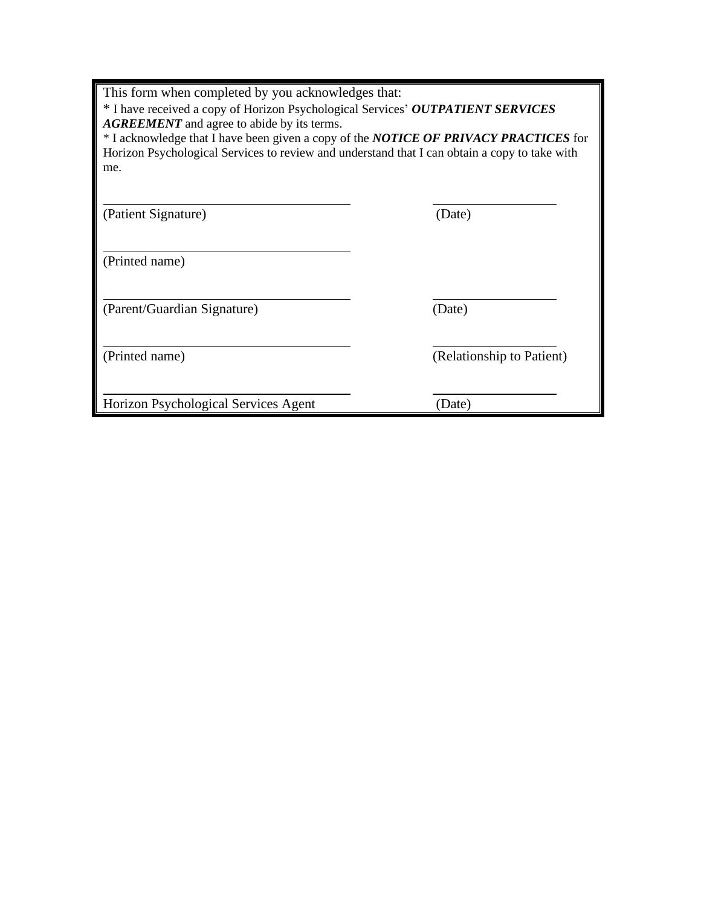This form when completed by you acknowledges that:

* I have received a copy of Horizon Psychological Services' ***OUTPATIENT SERVICES AGREEMENT*** and agree to abide by its terms.

* I acknowledge that I have been given a copy of the ***NOTICE OF PRIVACY PRACTICES*** for Horizon Psychological Services to review and understand that I can obtain a copy to take with me.

| | |
|---|---|
| ______________________________ | _______________ |
| (Patient Signature) | (Date) |
| ______________________________ | |
| (Printed name) | |
| ______________________________ | _______________ |
| (Parent/Guardian Signature) | (Date) |
| ______________________________ | _______________ |
| (Printed name) | (Relationship to Patient) |
| ______________________________ | _______________ |
| Horizon Psychological Services Agent | (Date) |